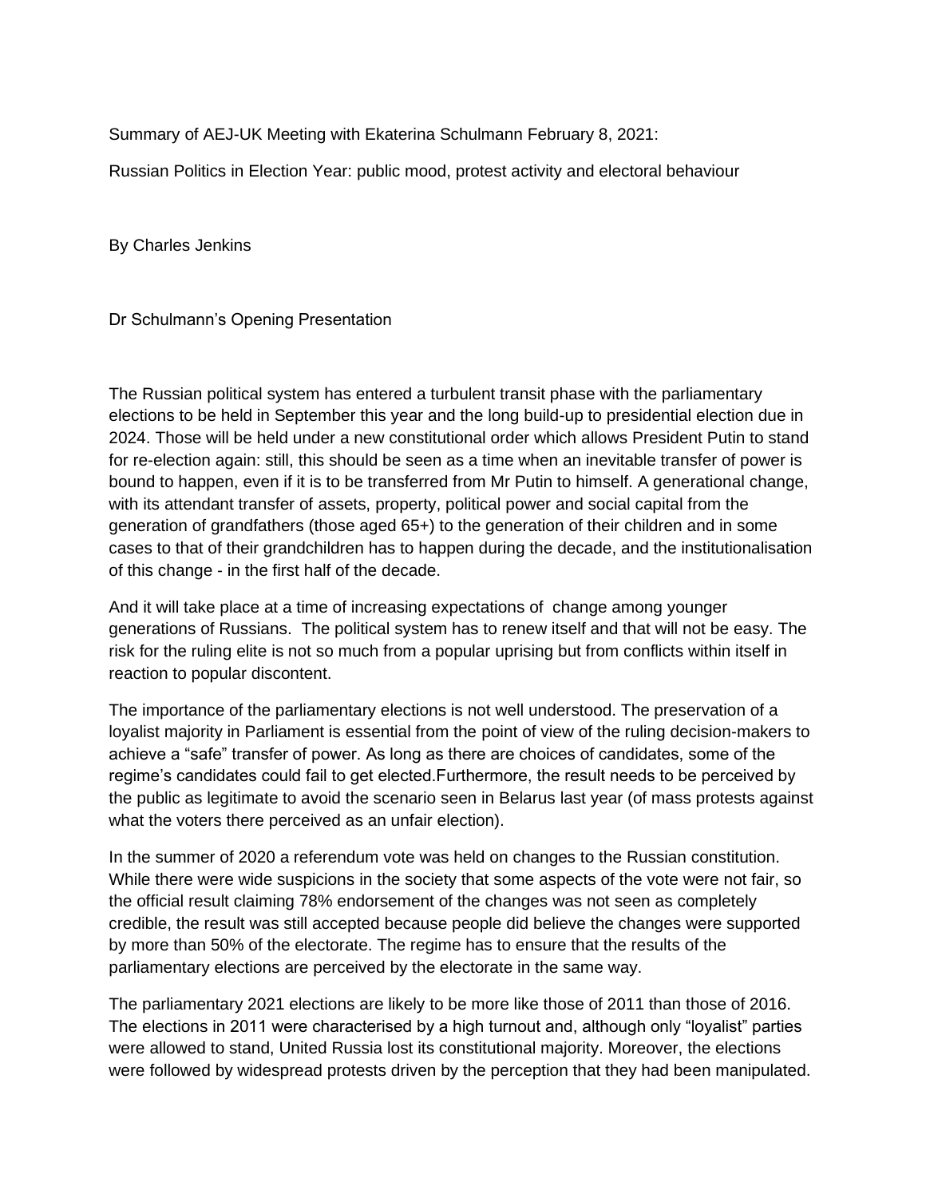Summary of AEJ-UK Meeting with Ekaterina Schulmann February 8, 2021:

Russian Politics in Election Year: public mood, protest activity and electoral behaviour

By Charles Jenkins

## Dr Schulmann's Opening Presentation

The Russian political system has entered a turbulent transit phase with the parliamentary elections to be held in September this year and the long build-up to presidential election due in 2024. Those will be held under a new constitutional order which allows President Putin to stand for re-election again: still, this should be seen as a time when an inevitable transfer of power is bound to happen, even if it is to be transferred from Mr Putin to himself. A generational change, with its attendant transfer of assets, property, political power and social capital from the generation of grandfathers (those aged 65+) to the generation of their children and in some cases to that of their grandchildren has to happen during the decade, and the institutionalisation of this change - in the first half of the decade.

And it will take place at a time of increasing expectations of change among younger generations of Russians. The political system has to renew itself and that will not be easy. The risk for the ruling elite is not so much from a popular uprising but from conflicts within itself in reaction to popular discontent.

The importance of the parliamentary elections is not well understood. The preservation of a loyalist majority in Parliament is essential from the point of view of the ruling decision-makers to achieve a "safe" transfer of power. As long as there are choices of candidates, some of the regime's candidates could fail to get elected.Furthermore, the result needs to be perceived by the public as legitimate to avoid the scenario seen in Belarus last year (of mass protests against what the voters there perceived as an unfair election).

In the summer of 2020 a referendum vote was held on changes to the Russian constitution. While there were wide suspicions in the society that some aspects of the vote were not fair, so the official result claiming 78% endorsement of the changes was not seen as completely credible, the result was still accepted because people did believe the changes were supported by more than 50% of the electorate. The regime has to ensure that the results of the parliamentary elections are perceived by the electorate in the same way.

The parliamentary 2021 elections are likely to be more like those of 2011 than those of 2016. The elections in 2011 were characterised by a high turnout and, although only "loyalist" parties were allowed to stand, United Russia lost its constitutional majority. Moreover, the elections were followed by widespread protests driven by the perception that they had been manipulated.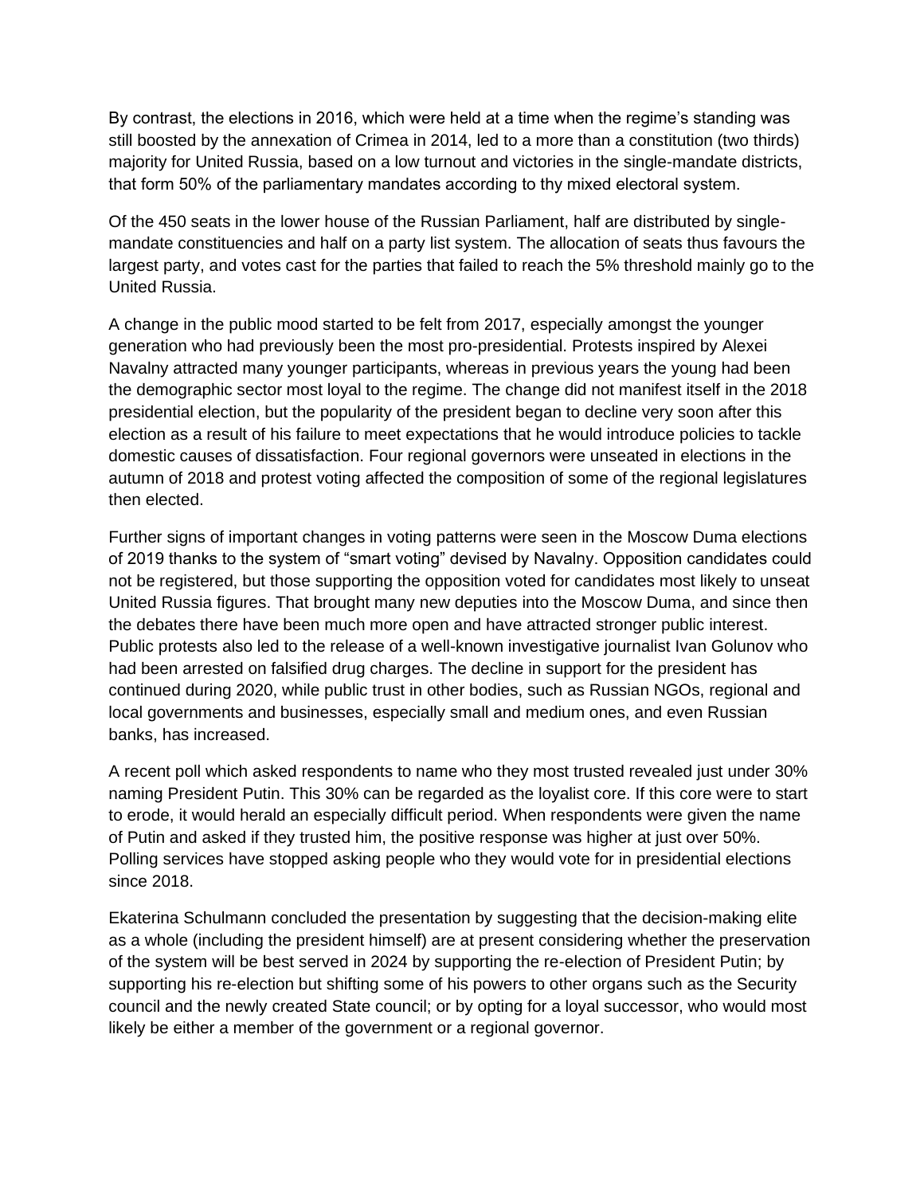By contrast, the elections in 2016, which were held at a time when the regime's standing was still boosted by the annexation of Crimea in 2014, led to a more than a constitution (two thirds) majority for United Russia, based on a low turnout and victories in the single-mandate districts, that form 50% of the parliamentary mandates according to thy mixed electoral system.

Of the 450 seats in the lower house of the Russian Parliament, half are distributed by single-mandate constituencies and half on a party list system. The allocation of seats thus favours the largest party, and votes cast for the parties that failed to reach the 5% threshold mainly go to the United Russia.

A change in the public mood started to be felt from 2017, especially amongst the younger generation who had previously been the most pro-presidential. Protests inspired by Alexei Navalny attracted many younger participants, whereas in previous years the young had been the demographic sector most loyal to the regime. The change did not manifest itself in the 2018 presidential election, but the popularity of the president began to decline very soon after this election as a result of his failure to meet expectations that he would introduce policies to tackle domestic causes of dissatisfaction. Four regional governors were unseated in elections in the autumn of 2018 and protest voting affected the composition of some of the regional legislatures then elected.

Further signs of important changes in voting patterns were seen in the Moscow Duma elections of 2019 thanks to the system of "smart voting" devised by Navalny. Opposition candidates could not be registered, but those supporting the opposition voted for candidates most likely to unseat United Russia figures. That brought many new deputies into the Moscow Duma, and since then the debates there have been much more open and have attracted stronger public interest. Public protests also led to the release of a well-known investigative journalist Ivan Golunov who had been arrested on falsified drug charges. The decline in support for the president has continued during 2020, while public trust in other bodies, such as Russian NGOs, regional and local governments and businesses, especially small and medium ones, and even Russian banks, has increased.

A recent poll which asked respondents to name who they most trusted revealed just under 30% naming President Putin. This 30% can be regarded as the loyalist core. If this core were to start to erode, it would herald an especially difficult period. When respondents were given the name of Putin and asked if they trusted him, the positive response was higher at just over 50%. Polling services have stopped asking people who they would vote for in presidential elections since 2018.

Ekaterina Schulmann concluded the presentation by suggesting that the decision-making elite as a whole (including the president himself) are at present considering whether the preservation of the system will be best served in 2024 by supporting the re-election of President Putin; by supporting his re-election but shifting some of his powers to other organs such as the Security council and the newly created State council; or by opting for a loyal successor, who would most likely be either a member of the government or a regional governor.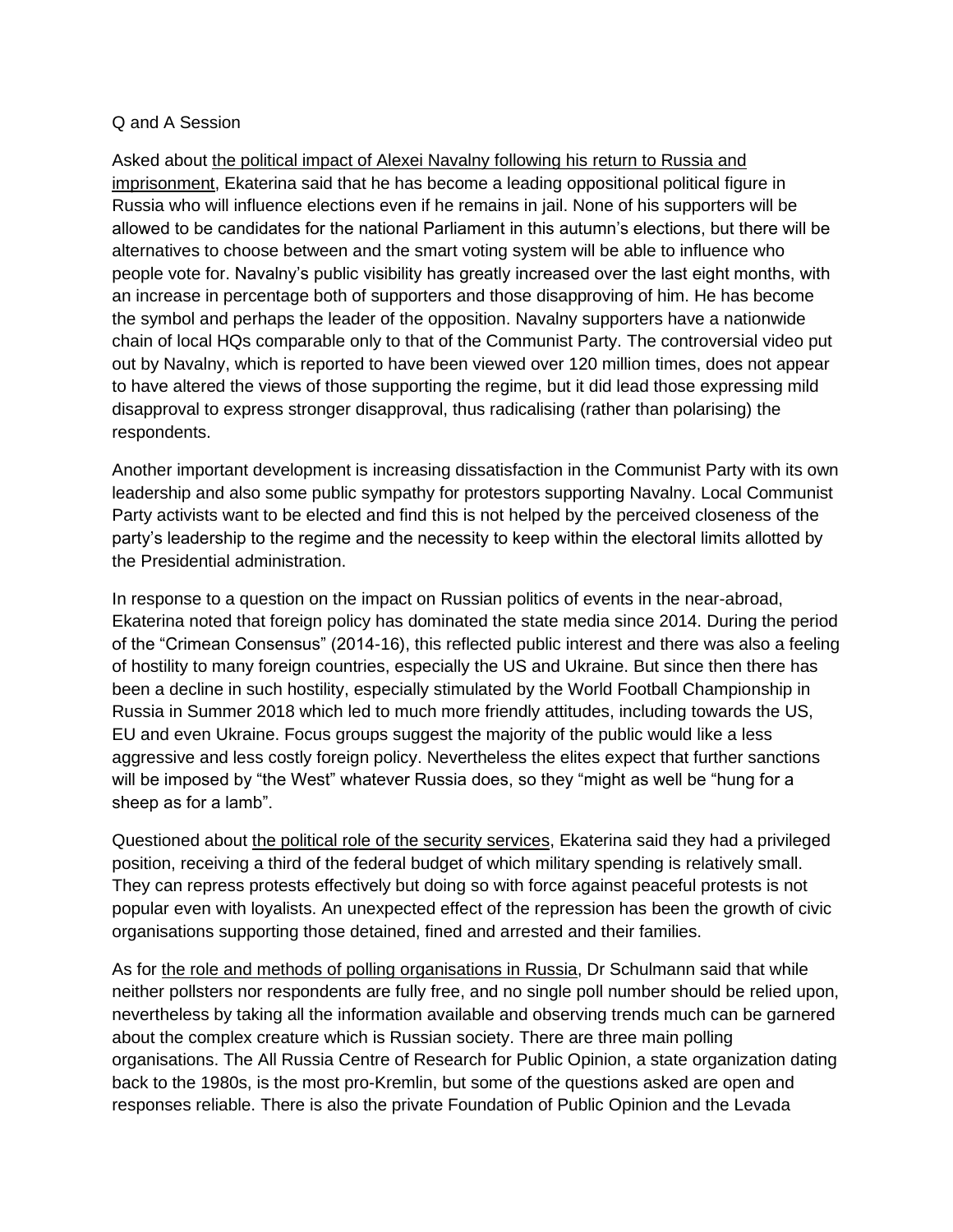Q and A Session

Asked about the political impact of Alexei Navalny following his return to Russia and imprisonment, Ekaterina said that he has become a leading oppositional political figure in Russia who will influence elections even if he remains in jail. None of his supporters will be allowed to be candidates for the national Parliament in this autumn's elections, but there will be alternatives to choose between and the smart voting system will be able to influence who people vote for. Navalny's public visibility has greatly increased over the last eight months, with an increase in percentage both of supporters and those disapproving of him. He has become the symbol and perhaps the leader of the opposition. Navalny supporters have a nationwide chain of local HQs comparable only to that of the Communist Party. The controversial video put out by Navalny, which is reported to have been viewed over 120 million times, does not appear to have altered the views of those supporting the regime, but it did lead those expressing mild disapproval to express stronger disapproval, thus radicalising (rather than polarising) the respondents.

Another important development is increasing dissatisfaction in the Communist Party with its own leadership and also some public sympathy for protestors supporting Navalny. Local Communist Party activists want to be elected and find this is not helped by the perceived closeness of the party's leadership to the regime and the necessity to keep within the electoral limits allotted by the Presidential administration.

In response to a question on the impact on Russian politics of events in the near-abroad, Ekaterina noted that foreign policy has dominated the state media since 2014. During the period of the "Crimean Consensus" (2014-16), this reflected public interest and there was also a feeling of hostility to many foreign countries, especially the US and Ukraine. But since then there has been a decline in such hostility, especially stimulated by the World Football Championship in Russia in Summer 2018 which led to much more friendly attitudes, including towards the US, EU and even Ukraine. Focus groups suggest the majority of the public would like a less aggressive and less costly foreign policy. Nevertheless the elites expect that further sanctions will be imposed by "the West" whatever Russia does, so they "might as well be "hung for a sheep as for a lamb".

Questioned about the political role of the security services, Ekaterina said they had a privileged position, receiving a third of the federal budget of which military spending is relatively small. They can repress protests effectively but doing so with force against peaceful protests is not popular even with loyalists. An unexpected effect of the repression has been the growth of civic organisations supporting those detained, fined and arrested and their families.

As for the role and methods of polling organisations in Russia, Dr Schulmann said that while neither pollsters nor respondents are fully free, and no single poll number should be relied upon, nevertheless by taking all the information available and observing trends much can be garnered about the complex creature which is Russian society. There are three main polling organisations. The All Russia Centre of Research for Public Opinion, a state organization dating back to the 1980s, is the most pro-Kremlin, but some of the questions asked are open and responses reliable. There is also the private Foundation of Public Opinion and the Levada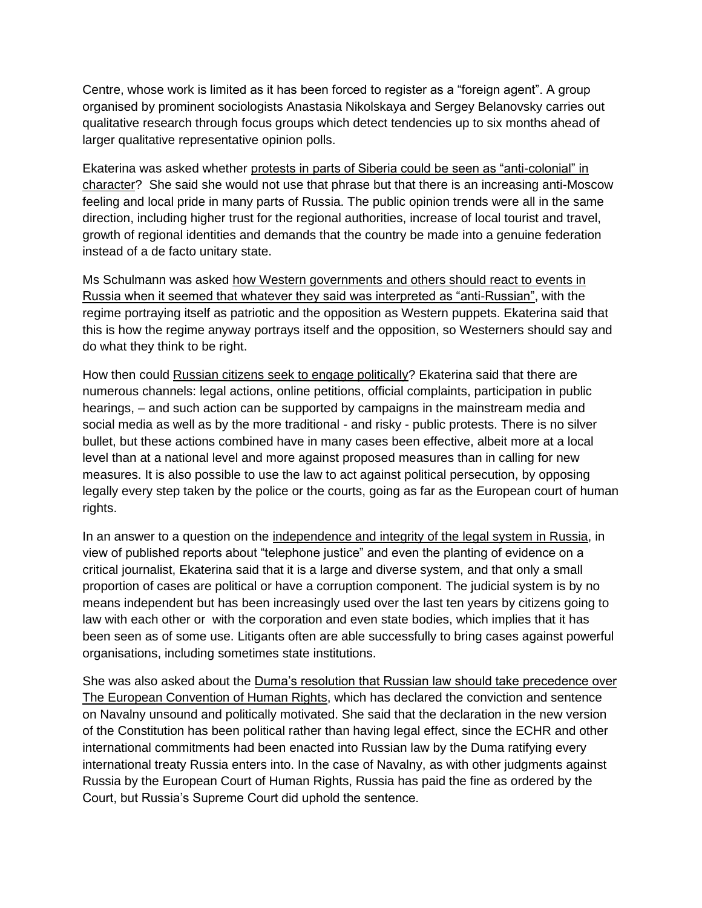Centre, whose work is limited as it has been forced to register as a "foreign agent". A group organised by prominent sociologists Anastasia Nikolskaya and Sergey Belanovsky carries out qualitative research through focus groups which detect tendencies up to six months ahead of larger qualitative representative opinion polls.

Ekaterina was asked whether protests in parts of Siberia could be seen as "anti-colonial" in character? She said she would not use that phrase but that there is an increasing anti-Moscow feeling and local pride in many parts of Russia. The public opinion trends were all in the same direction, including higher trust for the regional authorities, increase of local tourist and travel, growth of regional identities and demands that the country be made into a genuine federation instead of a de facto unitary state.

Ms Schulmann was asked how Western governments and others should react to events in Russia when it seemed that whatever they said was interpreted as "anti-Russian", with the regime portraying itself as patriotic and the opposition as Western puppets. Ekaterina said that this is how the regime anyway portrays itself and the opposition, so Westerners should say and do what they think to be right.

How then could Russian citizens seek to engage politically? Ekaterina said that there are numerous channels: legal actions, online petitions, official complaints, participation in public hearings, – and such action can be supported by campaigns in the mainstream media and social media as well as by the more traditional - and risky - public protests. There is no silver bullet, but these actions combined have in many cases been effective, albeit more at a local level than at a national level and more against proposed measures than in calling for new measures. It is also possible to use the law to act against political persecution, by opposing legally every step taken by the police or the courts, going as far as the European court of human rights.

In an answer to a question on the independence and integrity of the legal system in Russia, in view of published reports about "telephone justice" and even the planting of evidence on a critical journalist, Ekaterina said that it is a large and diverse system, and that only a small proportion of cases are political or have a corruption component. The judicial system is by no means independent but has been increasingly used over the last ten years by citizens going to law with each other or with the corporation and even state bodies, which implies that it has been seen as of some use. Litigants often are able successfully to bring cases against powerful organisations, including sometimes state institutions.

She was also asked about the Duma's resolution that Russian law should take precedence over The European Convention of Human Rights, which has declared the conviction and sentence on Navalny unsound and politically motivated. She said that the declaration in the new version of the Constitution has been political rather than having legal effect, since the ECHR and other international commitments had been enacted into Russian law by the Duma ratifying every international treaty Russia enters into. In the case of Navalny, as with other judgments against Russia by the European Court of Human Rights, Russia has paid the fine as ordered by the Court, but Russia's Supreme Court did uphold the sentence.